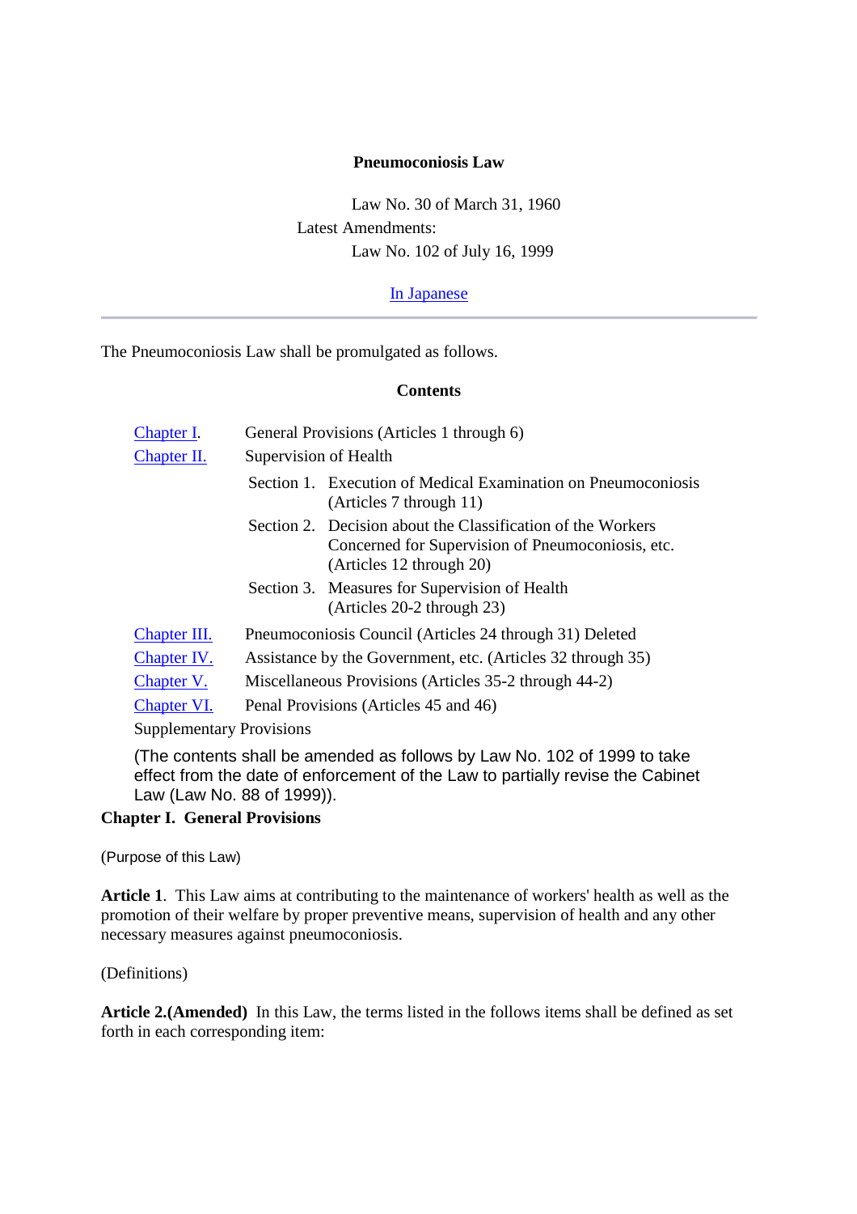# Pneumoconiosis Law

Law No. 30 of March 31, 1960

Latest Amendments:

Law No. 102 of July 16, 1999

In Japanese

---

The Pneumoconiosis Law shall be promulgated as follows.

**Contents**

| | |
|---|---|
| Chapter I. | General Provisions (Articles 1 through 6) |
| Chapter II. | Supervision of Health |
| | Section 1. Execution of Medical Examination on Pneumoconiosis (Articles 7 through 11) |
| | Section 2. Decision about the Classification of the Workers Concerned for Supervision of Pneumoconiosis, etc. (Articles 12 through 20) |
| | Section 3. Measures for Supervision of Health (Articles 20-2 through 23) |
| Chapter III. | Pneumoconiosis Council (Articles 24 through 31) Deleted |
| Chapter IV. | Assistance by the Government, etc. (Articles 32 through 35) |
| Chapter V. | Miscellaneous Provisions (Articles 35-2 through 44-2) |
| Chapter VI. | Penal Provisions (Articles 45 and 46) |
| Supplementary Provisions | |

(The contents shall be amended as follows by Law No. 102 of 1999 to take effect from the date of enforcement of the Law to partially revise the Cabinet Law (Law No. 88 of 1999)).

## Chapter I. General Provisions

(Purpose of this Law)

**Article 1**. This Law aims at contributing to the maintenance of workers' health as well as the promotion of their welfare by proper preventive means, supervision of health and any other necessary measures against pneumoconiosis.

(Definitions)

**Article 2.(Amended)** In this Law, the terms listed in the follows items shall be defined as set forth in each corresponding item: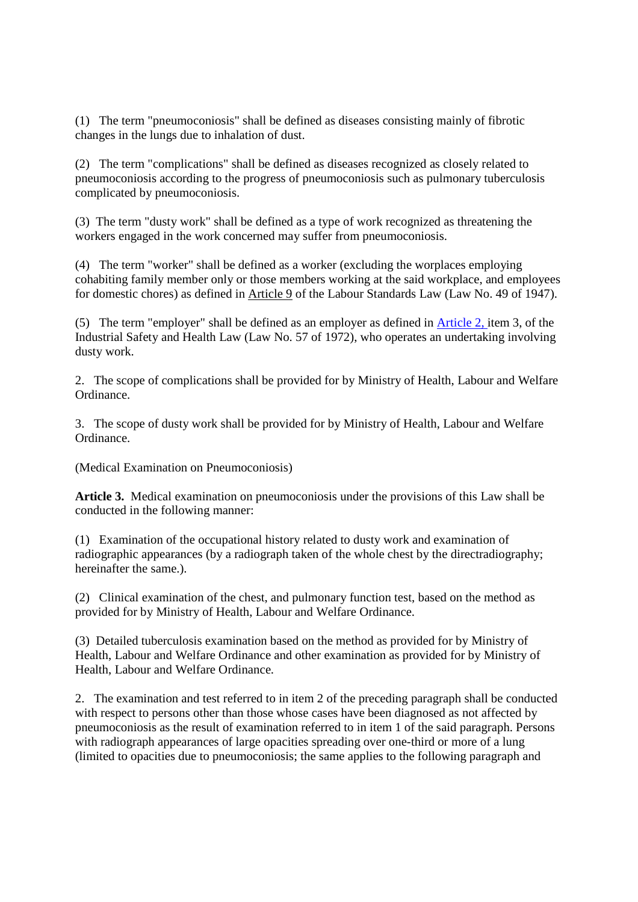(1) The term "pneumoconiosis" shall be defined as diseases consisting mainly of fibrotic changes in the lungs due to inhalation of dust.

(2) The term "complications" shall be defined as diseases recognized as closely related to pneumoconiosis according to the progress of pneumoconiosis such as pulmonary tuberculosis complicated by pneumoconiosis.

(3) The term "dusty work" shall be defined as a type of work recognized as threatening the workers engaged in the work concerned may suffer from pneumoconiosis.

(4) The term "worker" shall be defined as a worker (excluding the worplaces employing cohabiting family member only or those members working at the said workplace, and employees for domestic chores) as defined in Article 9 of the Labour Standards Law (Law No. 49 of 1947).

(5) The term "employer" shall be defined as an employer as defined in Article 2, item 3, of the Industrial Safety and Health Law (Law No. 57 of 1972), who operates an undertaking involving dusty work.

2. The scope of complications shall be provided for by Ministry of Health, Labour and Welfare Ordinance.

3. The scope of dusty work shall be provided for by Ministry of Health, Labour and Welfare Ordinance.

(Medical Examination on Pneumoconiosis)

**Article 3.** Medical examination on pneumoconiosis under the provisions of this Law shall be conducted in the following manner:

(1) Examination of the occupational history related to dusty work and examination of radiographic appearances (by a radiograph taken of the whole chest by the directradiography; hereinafter the same.).

(2) Clinical examination of the chest, and pulmonary function test, based on the method as provided for by Ministry of Health, Labour and Welfare Ordinance.

(3) Detailed tuberculosis examination based on the method as provided for by Ministry of Health, Labour and Welfare Ordinance and other examination as provided for by Ministry of Health, Labour and Welfare Ordinance.

2. The examination and test referred to in item 2 of the preceding paragraph shall be conducted with respect to persons other than those whose cases have been diagnosed as not affected by pneumoconiosis as the result of examination referred to in item 1 of the said paragraph. Persons with radiograph appearances of large opacities spreading over one-third or more of a lung (limited to opacities due to pneumoconiosis; the same applies to the following paragraph and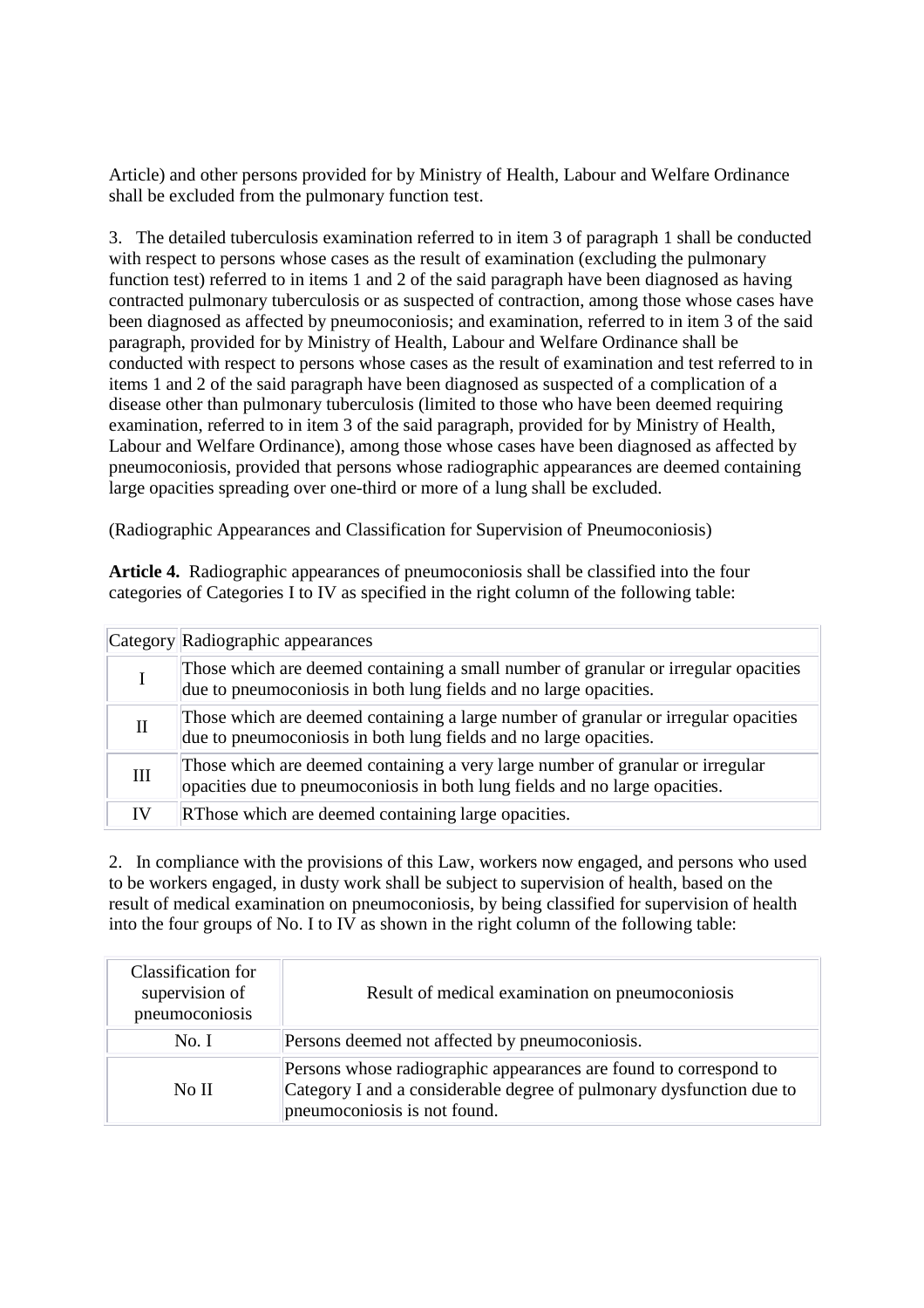Article) and other persons provided for by Ministry of Health, Labour and Welfare Ordinance shall be excluded from the pulmonary function test.

3. The detailed tuberculosis examination referred to in item 3 of paragraph 1 shall be conducted with respect to persons whose cases as the result of examination (excluding the pulmonary function test) referred to in items 1 and 2 of the said paragraph have been diagnosed as having contracted pulmonary tuberculosis or as suspected of contraction, among those whose cases have been diagnosed as affected by pneumoconiosis; and examination, referred to in item 3 of the said paragraph, provided for by Ministry of Health, Labour and Welfare Ordinance shall be conducted with respect to persons whose cases as the result of examination and test referred to in items 1 and 2 of the said paragraph have been diagnosed as suspected of a complication of a disease other than pulmonary tuberculosis (limited to those who have been deemed requiring examination, referred to in item 3 of the said paragraph, provided for by Ministry of Health, Labour and Welfare Ordinance), among those whose cases have been diagnosed as affected by pneumoconiosis, provided that persons whose radiographic appearances are deemed containing large opacities spreading over one-third or more of a lung shall be excluded.

(Radiographic Appearances and Classification for Supervision of Pneumoconiosis)

**Article 4.** Radiographic appearances of pneumoconiosis shall be classified into the four categories of Categories I to IV as specified in the right column of the following table:

| Category | Radiographic appearances |
|---|---|
| I | Those which are deemed containing a small number of granular or irregular opacities due to pneumoconiosis in both lung fields and no large opacities. |
| II | Those which are deemed containing a large number of granular or irregular opacities due to pneumoconiosis in both lung fields and no large opacities. |
| III | Those which are deemed containing a very large number of granular or irregular opacities due to pneumoconiosis in both lung fields and no large opacities. |
| IV | RThose which are deemed containing large opacities. |

2. In compliance with the provisions of this Law, workers now engaged, and persons who used to be workers engaged, in dusty work shall be subject to supervision of health, based on the result of medical examination on pneumoconiosis, by being classified for supervision of health into the four groups of No. I to IV as shown in the right column of the following table:

| Classification for supervision of pneumoconiosis | Result of medical examination on pneumoconiosis |
|---|---|
| No. I | Persons deemed not affected by pneumoconiosis. |
| No II | Persons whose radiographic appearances are found to correspond to Category I and a considerable degree of pulmonary dysfunction due to pneumoconiosis is not found. |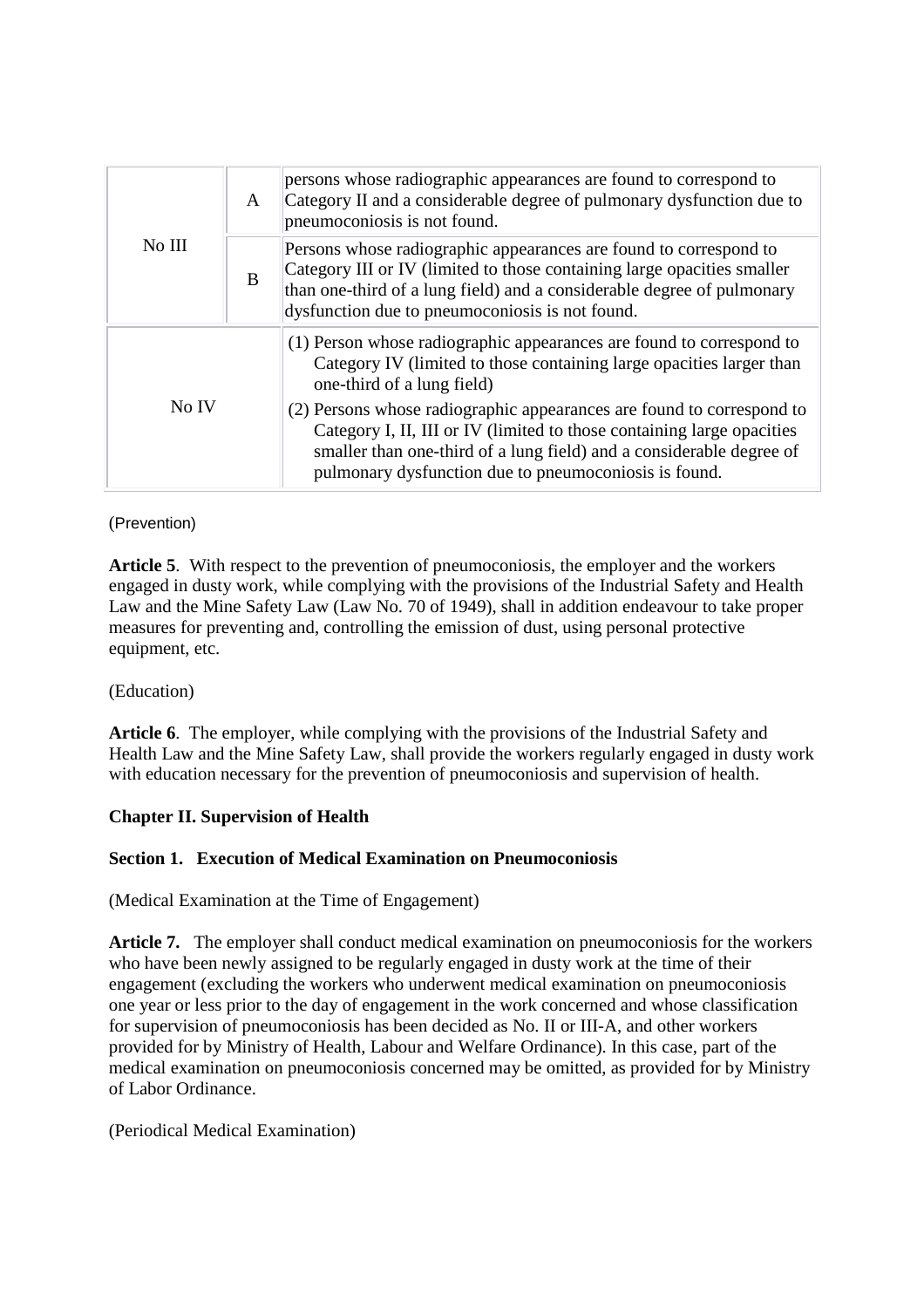| | | |
|---|---|---|
| No III | A | persons whose radiographic appearances are found to correspond to Category II and a considerable degree of pulmonary dysfunction due to pneumoconiosis is not found. |
| | B | Persons whose radiographic appearances are found to correspond to Category III or IV (limited to those containing large opacities smaller than one-third of a lung field) and a considerable degree of pulmonary dysfunction due to pneumoconiosis is not found. |
| No IV | | (1) Person whose radiographic appearances are found to correspond to Category IV (limited to those containing large opacities larger than one-third of a lung field)<br>(2) Persons whose radiographic appearances are found to correspond to Category I, II, III or IV (limited to those containing large opacities smaller than one-third of a lung field) and a considerable degree of pulmonary dysfunction due to pneumoconiosis is found. |

(Prevention)

**Article 5**. With respect to the prevention of pneumoconiosis, the employer and the workers engaged in dusty work, while complying with the provisions of the Industrial Safety and Health Law and the Mine Safety Law (Law No. 70 of 1949), shall in addition endeavour to take proper measures for preventing and, controlling the emission of dust, using personal protective equipment, etc.

(Education)

**Article 6**. The employer, while complying with the provisions of the Industrial Safety and Health Law and the Mine Safety Law, shall provide the workers regularly engaged in dusty work with education necessary for the prevention of pneumoconiosis and supervision of health.

## Chapter II. Supervision of Health

### Section 1. Execution of Medical Examination on Pneumoconiosis

(Medical Examination at the Time of Engagement)

**Article 7.** The employer shall conduct medical examination on pneumoconiosis for the workers who have been newly assigned to be regularly engaged in dusty work at the time of their engagement (excluding the workers who underwent medical examination on pneumoconiosis one year or less prior to the day of engagement in the work concerned and whose classification for supervision of pneumoconiosis has been decided as No. II or III-A, and other workers provided for by Ministry of Health, Labour and Welfare Ordinance). In this case, part of the medical examination on pneumoconiosis concerned may be omitted, as provided for by Ministry of Labor Ordinance.

(Periodical Medical Examination)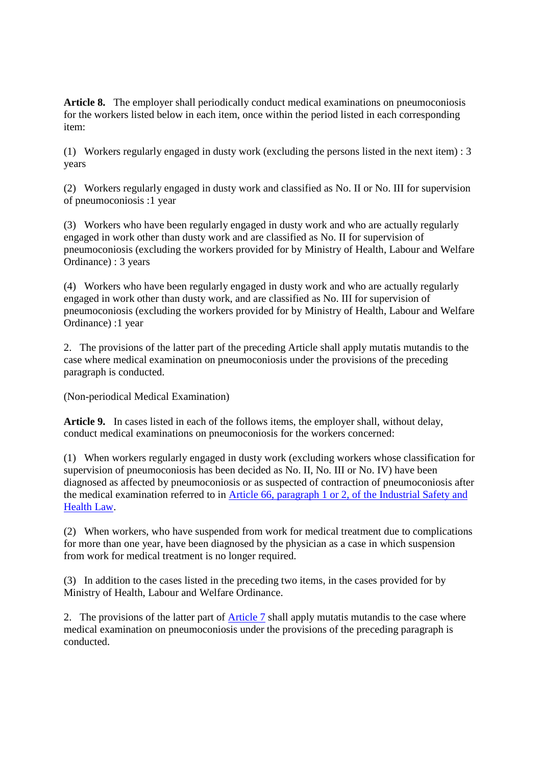**Article 8.** The employer shall periodically conduct medical examinations on pneumoconiosis for the workers listed below in each item, once within the period listed in each corresponding item:

(1) Workers regularly engaged in dusty work (excluding the persons listed in the next item) : 3 years

(2) Workers regularly engaged in dusty work and classified as No. II or No. III for supervision of pneumoconiosis :1 year

(3) Workers who have been regularly engaged in dusty work and who are actually regularly engaged in work other than dusty work and are classified as No. II for supervision of pneumoconiosis (excluding the workers provided for by Ministry of Health, Labour and Welfare Ordinance) : 3 years

(4) Workers who have been regularly engaged in dusty work and who are actually regularly engaged in work other than dusty work, and are classified as No. III for supervision of pneumoconiosis (excluding the workers provided for by Ministry of Health, Labour and Welfare Ordinance) :1 year

2. The provisions of the latter part of the preceding Article shall apply mutatis mutandis to the case where medical examination on pneumoconiosis under the provisions of the preceding paragraph is conducted.

(Non-periodical Medical Examination)

**Article 9.** In cases listed in each of the follows items, the employer shall, without delay, conduct medical examinations on pneumoconiosis for the workers concerned:

(1) When workers regularly engaged in dusty work (excluding workers whose classification for supervision of pneumoconiosis has been decided as No. II, No. III or No. IV) have been diagnosed as affected by pneumoconiosis or as suspected of contraction of pneumoconiosis after the medical examination referred to in Article 66, paragraph 1 or 2, of the Industrial Safety and Health Law.

(2) When workers, who have suspended from work for medical treatment due to complications for more than one year, have been diagnosed by the physician as a case in which suspension from work for medical treatment is no longer required.

(3) In addition to the cases listed in the preceding two items, in the cases provided for by Ministry of Health, Labour and Welfare Ordinance.

2. The provisions of the latter part of Article 7 shall apply mutatis mutandis to the case where medical examination on pneumoconiosis under the provisions of the preceding paragraph is conducted.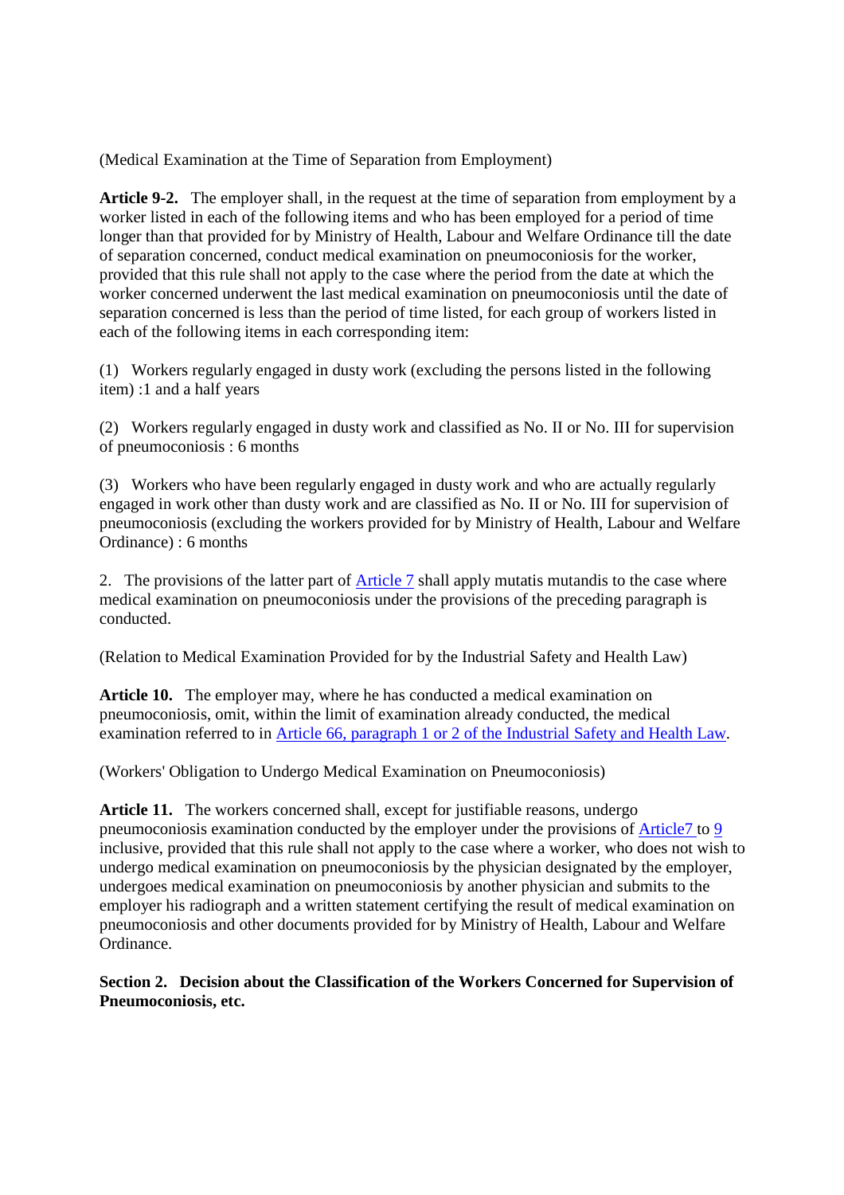(Medical Examination at the Time of Separation from Employment)

**Article 9-2.** The employer shall, in the request at the time of separation from employment by a worker listed in each of the following items and who has been employed for a period of time longer than that provided for by Ministry of Health, Labour and Welfare Ordinance till the date of separation concerned, conduct medical examination on pneumoconiosis for the worker, provided that this rule shall not apply to the case where the period from the date at which the worker concerned underwent the last medical examination on pneumoconiosis until the date of separation concerned is less than the period of time listed, for each group of workers listed in each of the following items in each corresponding item:

(1) Workers regularly engaged in dusty work (excluding the persons listed in the following item) :1 and a half years

(2) Workers regularly engaged in dusty work and classified as No. II or No. III for supervision of pneumoconiosis : 6 months

(3) Workers who have been regularly engaged in dusty work and who are actually regularly engaged in work other than dusty work and are classified as No. II or No. III for supervision of pneumoconiosis (excluding the workers provided for by Ministry of Health, Labour and Welfare Ordinance) : 6 months

2. The provisions of the latter part of Article 7 shall apply mutatis mutandis to the case where medical examination on pneumoconiosis under the provisions of the preceding paragraph is conducted.

(Relation to Medical Examination Provided for by the Industrial Safety and Health Law)

**Article 10.** The employer may, where he has conducted a medical examination on pneumoconiosis, omit, within the limit of examination already conducted, the medical examination referred to in Article 66, paragraph 1 or 2 of the Industrial Safety and Health Law.

(Workers' Obligation to Undergo Medical Examination on Pneumoconiosis)

**Article 11.** The workers concerned shall, except for justifiable reasons, undergo pneumoconiosis examination conducted by the employer under the provisions of Article7 to 9 inclusive, provided that this rule shall not apply to the case where a worker, who does not wish to undergo medical examination on pneumoconiosis by the physician designated by the employer, undergoes medical examination on pneumoconiosis by another physician and submits to the employer his radiograph and a written statement certifying the result of medical examination on pneumoconiosis and other documents provided for by Ministry of Health, Labour and Welfare Ordinance.

**Section 2. Decision about the Classification of the Workers Concerned for Supervision of Pneumoconiosis, etc.**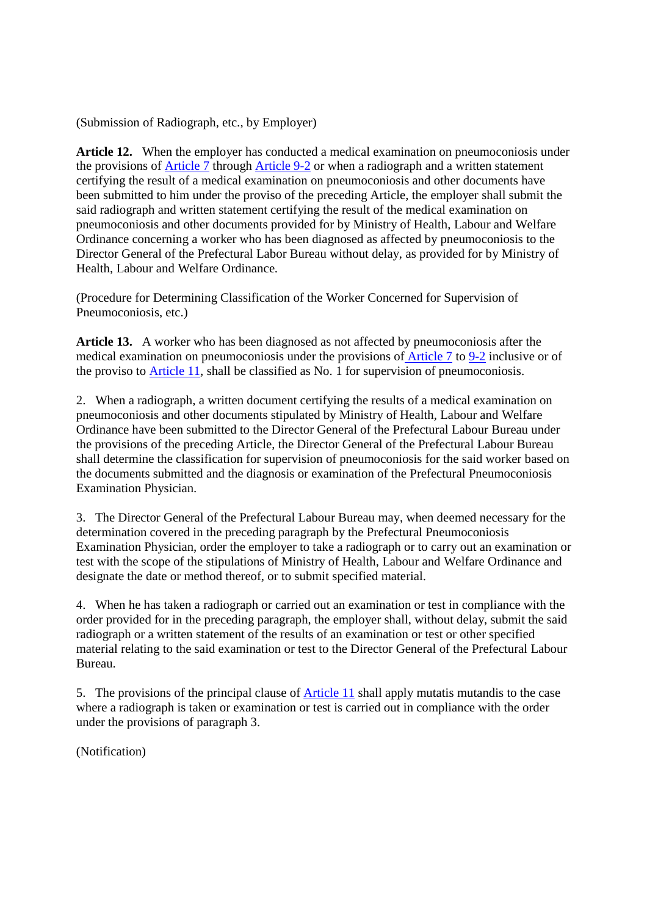(Submission of Radiograph, etc., by Employer)

**Article 12.** When the employer has conducted a medical examination on pneumoconiosis under the provisions of Article 7 through Article 9-2 or when a radiograph and a written statement certifying the result of a medical examination on pneumoconiosis and other documents have been submitted to him under the proviso of the preceding Article, the employer shall submit the said radiograph and written statement certifying the result of the medical examination on pneumoconiosis and other documents provided for by Ministry of Health, Labour and Welfare Ordinance concerning a worker who has been diagnosed as affected by pneumoconiosis to the Director General of the Prefectural Labor Bureau without delay, as provided for by Ministry of Health, Labour and Welfare Ordinance.

(Procedure for Determining Classification of the Worker Concerned for Supervision of Pneumoconiosis, etc.)

**Article 13.** A worker who has been diagnosed as not affected by pneumoconiosis after the medical examination on pneumoconiosis under the provisions of Article 7 to 9-2 inclusive or of the proviso to Article 11, shall be classified as No. 1 for supervision of pneumoconiosis.

2. When a radiograph, a written document certifying the results of a medical examination on pneumoconiosis and other documents stipulated by Ministry of Health, Labour and Welfare Ordinance have been submitted to the Director General of the Prefectural Labour Bureau under the provisions of the preceding Article, the Director General of the Prefectural Labour Bureau shall determine the classification for supervision of pneumoconiosis for the said worker based on the documents submitted and the diagnosis or examination of the Prefectural Pneumoconiosis Examination Physician.

3. The Director General of the Prefectural Labour Bureau may, when deemed necessary for the determination covered in the preceding paragraph by the Prefectural Pneumoconiosis Examination Physician, order the employer to take a radiograph or to carry out an examination or test with the scope of the stipulations of Ministry of Health, Labour and Welfare Ordinance and designate the date or method thereof, or to submit specified material.

4. When he has taken a radiograph or carried out an examination or test in compliance with the order provided for in the preceding paragraph, the employer shall, without delay, submit the said radiograph or a written statement of the results of an examination or test or other specified material relating to the said examination or test to the Director General of the Prefectural Labour Bureau.

5. The provisions of the principal clause of Article 11 shall apply mutatis mutandis to the case where a radiograph is taken or examination or test is carried out in compliance with the order under the provisions of paragraph 3.

(Notification)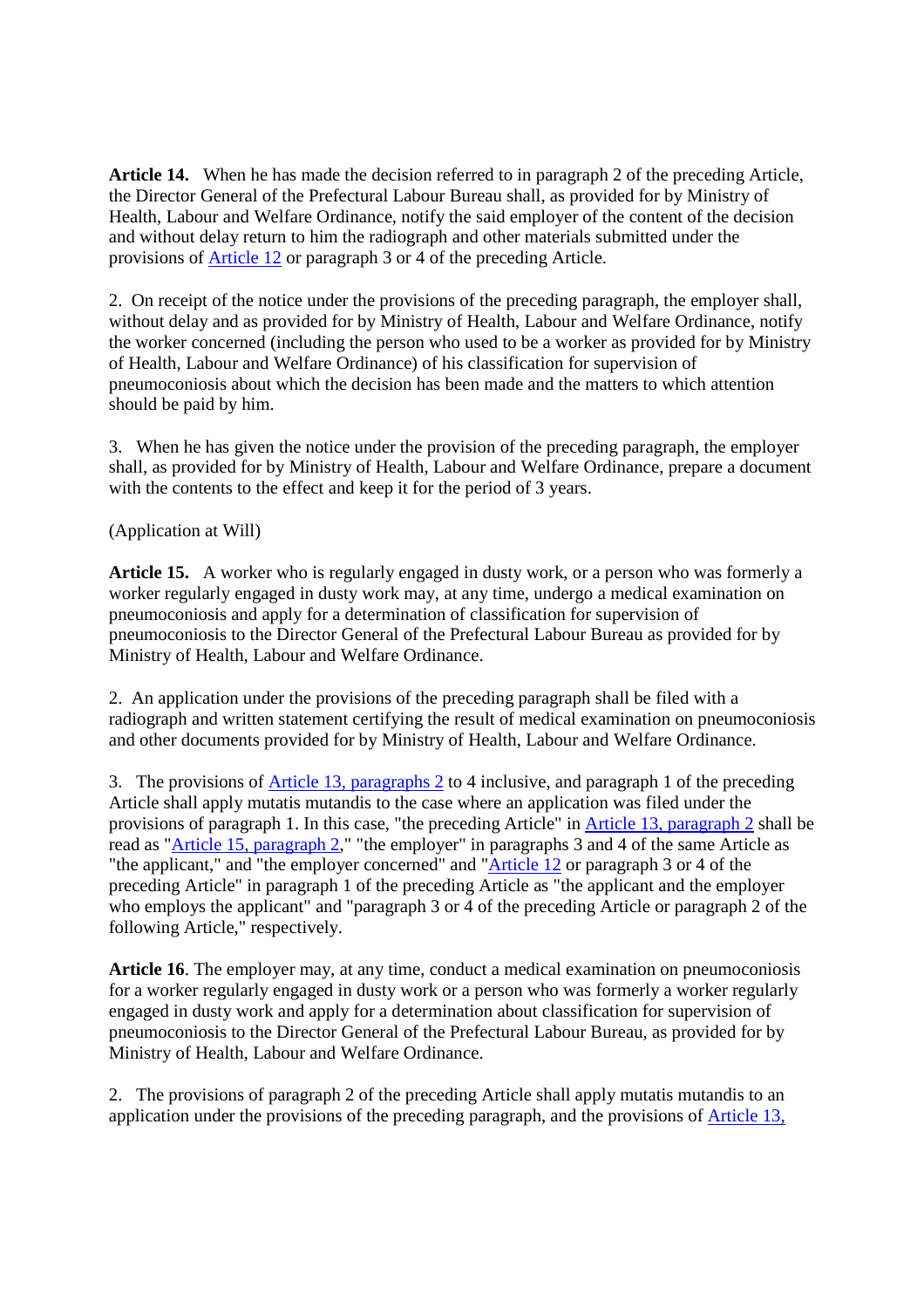**Article 14.** When he has made the decision referred to in paragraph 2 of the preceding Article, the Director General of the Prefectural Labour Bureau shall, as provided for by Ministry of Health, Labour and Welfare Ordinance, notify the said employer of the content of the decision and without delay return to him the radiograph and other materials submitted under the provisions of Article 12 or paragraph 3 or 4 of the preceding Article.

2. On receipt of the notice under the provisions of the preceding paragraph, the employer shall, without delay and as provided for by Ministry of Health, Labour and Welfare Ordinance, notify the worker concerned (including the person who used to be a worker as provided for by Ministry of Health, Labour and Welfare Ordinance) of his classification for supervision of pneumoconiosis about which the decision has been made and the matters to which attention should be paid by him.

3. When he has given the notice under the provision of the preceding paragraph, the employer shall, as provided for by Ministry of Health, Labour and Welfare Ordinance, prepare a document with the contents to the effect and keep it for the period of 3 years.

(Application at Will)

**Article 15.** A worker who is regularly engaged in dusty work, or a person who was formerly a worker regularly engaged in dusty work may, at any time, undergo a medical examination on pneumoconiosis and apply for a determination of classification for supervision of pneumoconiosis to the Director General of the Prefectural Labour Bureau as provided for by Ministry of Health, Labour and Welfare Ordinance.

2. An application under the provisions of the preceding paragraph shall be filed with a radiograph and written statement certifying the result of medical examination on pneumoconiosis and other documents provided for by Ministry of Health, Labour and Welfare Ordinance.

3. The provisions of Article 13, paragraphs 2 to 4 inclusive, and paragraph 1 of the preceding Article shall apply mutatis mutandis to the case where an application was filed under the provisions of paragraph 1. In this case, "the preceding Article" in Article 13, paragraph 2 shall be read as "Article 15, paragraph 2," "the employer" in paragraphs 3 and 4 of the same Article as "the applicant," and "the employer concerned" and "Article 12 or paragraph 3 or 4 of the preceding Article" in paragraph 1 of the preceding Article as "the applicant and the employer who employs the applicant" and "paragraph 3 or 4 of the preceding Article or paragraph 2 of the following Article," respectively.

**Article 16**. The employer may, at any time, conduct a medical examination on pneumoconiosis for a worker regularly engaged in dusty work or a person who was formerly a worker regularly engaged in dusty work and apply for a determination about classification for supervision of pneumoconiosis to the Director General of the Prefectural Labour Bureau, as provided for by Ministry of Health, Labour and Welfare Ordinance.

2. The provisions of paragraph 2 of the preceding Article shall apply mutatis mutandis to an application under the provisions of the preceding paragraph, and the provisions of Article 13,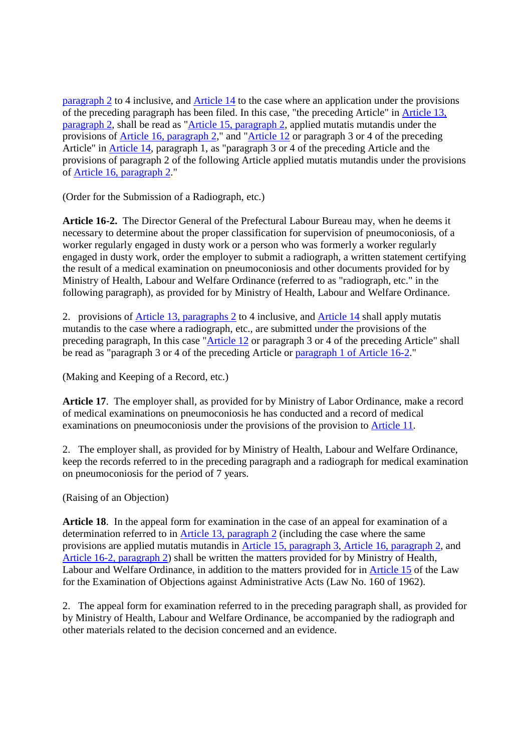paragraph 2 to 4 inclusive, and Article 14 to the case where an application under the provisions of the preceding paragraph has been filed. In this case, "the preceding Article" in Article 13, paragraph 2, shall be read as "Article 15, paragraph 2, applied mutatis mutandis under the provisions of Article 16, paragraph 2," and "Article 12 or paragraph 3 or 4 of the preceding Article" in Article 14, paragraph 1, as "paragraph 3 or 4 of the preceding Article and the provisions of paragraph 2 of the following Article applied mutatis mutandis under the provisions of Article 16, paragraph 2."

(Order for the Submission of a Radiograph, etc.)

**Article 16-2.** The Director General of the Prefectural Labour Bureau may, when he deems it necessary to determine about the proper classification for supervision of pneumoconiosis, of a worker regularly engaged in dusty work or a person who was formerly a worker regularly engaged in dusty work, order the employer to submit a radiograph, a written statement certifying the result of a medical examination on pneumoconiosis and other documents provided for by Ministry of Health, Labour and Welfare Ordinance (referred to as "radiograph, etc." in the following paragraph), as provided for by Ministry of Health, Labour and Welfare Ordinance.

2. provisions of Article 13, paragraphs 2 to 4 inclusive, and Article 14 shall apply mutatis mutandis to the case where a radiograph, etc., are submitted under the provisions of the preceding paragraph, In this case "Article 12 or paragraph 3 or 4 of the preceding Article" shall be read as "paragraph 3 or 4 of the preceding Article or paragraph 1 of Article 16-2."

(Making and Keeping of a Record, etc.)

**Article 17**. The employer shall, as provided for by Ministry of Labor Ordinance, make a record of medical examinations on pneumoconiosis he has conducted and a record of medical examinations on pneumoconiosis under the provisions of the provision to Article 11.

2. The employer shall, as provided for by Ministry of Health, Labour and Welfare Ordinance, keep the records referred to in the preceding paragraph and a radiograph for medical examination on pneumoconiosis for the period of 7 years.

(Raising of an Objection)

**Article 18**. In the appeal form for examination in the case of an appeal for examination of a determination referred to in Article 13, paragraph 2 (including the case where the same provisions are applied mutatis mutandis in Article 15, paragraph 3, Article 16, paragraph 2, and Article 16-2, paragraph 2) shall be written the matters provided for by Ministry of Health, Labour and Welfare Ordinance, in addition to the matters provided for in Article 15 of the Law for the Examination of Objections against Administrative Acts (Law No. 160 of 1962).

2. The appeal form for examination referred to in the preceding paragraph shall, as provided for by Ministry of Health, Labour and Welfare Ordinance, be accompanied by the radiograph and other materials related to the decision concerned and an evidence.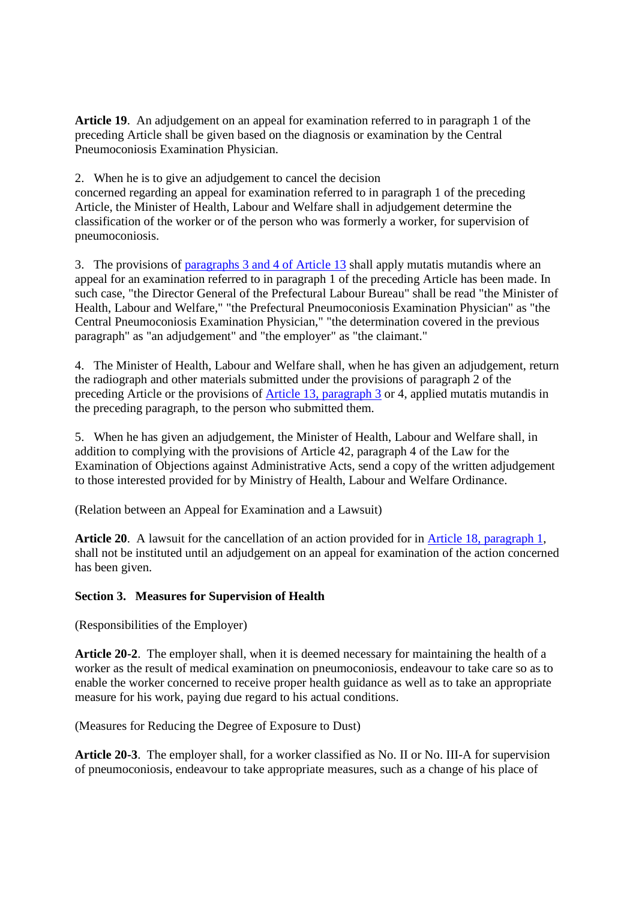**Article 19**. An adjudgement on an appeal for examination referred to in paragraph 1 of the preceding Article shall be given based on the diagnosis or examination by the Central Pneumoconiosis Examination Physician.

2. When he is to give an adjudgement to cancel the decision concerned regarding an appeal for examination referred to in paragraph 1 of the preceding Article, the Minister of Health, Labour and Welfare shall in adjudgement determine the classification of the worker or of the person who was formerly a worker, for supervision of pneumoconiosis.

3. The provisions of paragraphs 3 and 4 of Article 13 shall apply mutatis mutandis where an appeal for an examination referred to in paragraph 1 of the preceding Article has been made. In such case, "the Director General of the Prefectural Labour Bureau" shall be read "the Minister of Health, Labour and Welfare," "the Prefectural Pneumoconiosis Examination Physician" as "the Central Pneumoconiosis Examination Physician," "the determination covered in the previous paragraph" as "an adjudgement" and "the employer" as "the claimant."

4. The Minister of Health, Labour and Welfare shall, when he has given an adjudgement, return the radiograph and other materials submitted under the provisions of paragraph 2 of the preceding Article or the provisions of Article 13, paragraph 3 or 4, applied mutatis mutandis in the preceding paragraph, to the person who submitted them.

5. When he has given an adjudgement, the Minister of Health, Labour and Welfare shall, in addition to complying with the provisions of Article 42, paragraph 4 of the Law for the Examination of Objections against Administrative Acts, send a copy of the written adjudgement to those interested provided for by Ministry of Health, Labour and Welfare Ordinance.

(Relation between an Appeal for Examination and a Lawsuit)

**Article 20**. A lawsuit for the cancellation of an action provided for in Article 18, paragraph 1, shall not be instituted until an adjudgement on an appeal for examination of the action concerned has been given.

### Section 3. Measures for Supervision of Health

(Responsibilities of the Employer)

**Article 20-2**. The employer shall, when it is deemed necessary for maintaining the health of a worker as the result of medical examination on pneumoconiosis, endeavour to take care so as to enable the worker concerned to receive proper health guidance as well as to take an appropriate measure for his work, paying due regard to his actual conditions.

(Measures for Reducing the Degree of Exposure to Dust)

**Article 20-3**. The employer shall, for a worker classified as No. II or No. III-A for supervision of pneumoconiosis, endeavour to take appropriate measures, such as a change of his place of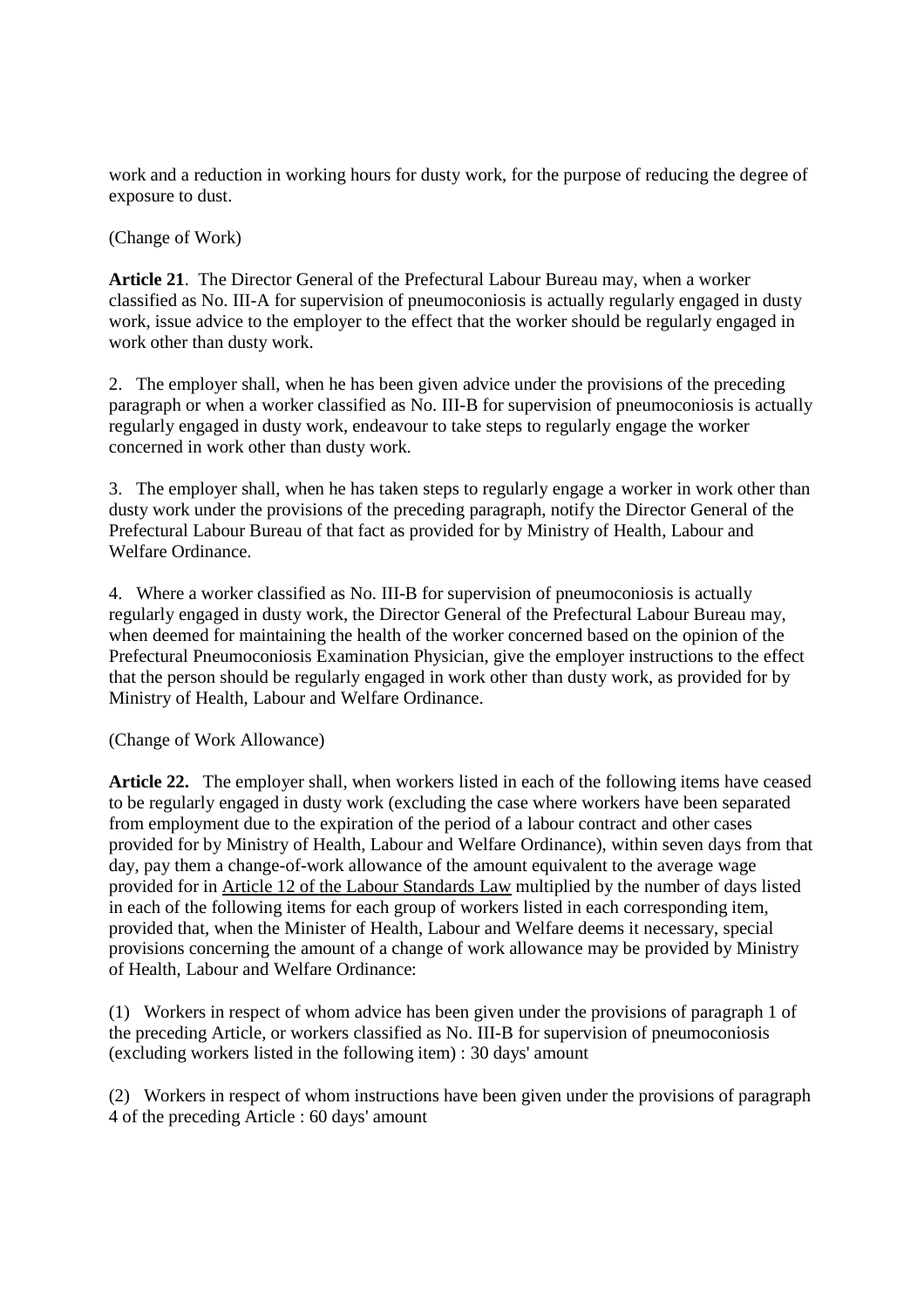work and a reduction in working hours for dusty work, for the purpose of reducing the degree of exposure to dust.

(Change of Work)

**Article 21**. The Director General of the Prefectural Labour Bureau may, when a worker classified as No. III-A for supervision of pneumoconiosis is actually regularly engaged in dusty work, issue advice to the employer to the effect that the worker should be regularly engaged in work other than dusty work.

2. The employer shall, when he has been given advice under the provisions of the preceding paragraph or when a worker classified as No. III-B for supervision of pneumoconiosis is actually regularly engaged in dusty work, endeavour to take steps to regularly engage the worker concerned in work other than dusty work.

3. The employer shall, when he has taken steps to regularly engage a worker in work other than dusty work under the provisions of the preceding paragraph, notify the Director General of the Prefectural Labour Bureau of that fact as provided for by Ministry of Health, Labour and Welfare Ordinance.

4. Where a worker classified as No. III-B for supervision of pneumoconiosis is actually regularly engaged in dusty work, the Director General of the Prefectural Labour Bureau may, when deemed for maintaining the health of the worker concerned based on the opinion of the Prefectural Pneumoconiosis Examination Physician, give the employer instructions to the effect that the person should be regularly engaged in work other than dusty work, as provided for by Ministry of Health, Labour and Welfare Ordinance.

(Change of Work Allowance)

**Article 22.** The employer shall, when workers listed in each of the following items have ceased to be regularly engaged in dusty work (excluding the case where workers have been separated from employment due to the expiration of the period of a labour contract and other cases provided for by Ministry of Health, Labour and Welfare Ordinance), within seven days from that day, pay them a change-of-work allowance of the amount equivalent to the average wage provided for in Article 12 of the Labour Standards Law multiplied by the number of days listed in each of the following items for each group of workers listed in each corresponding item, provided that, when the Minister of Health, Labour and Welfare deems it necessary, special provisions concerning the amount of a change of work allowance may be provided by Ministry of Health, Labour and Welfare Ordinance:

(1) Workers in respect of whom advice has been given under the provisions of paragraph 1 of the preceding Article, or workers classified as No. III-B for supervision of pneumoconiosis (excluding workers listed in the following item) : 30 days' amount

(2) Workers in respect of whom instructions have been given under the provisions of paragraph 4 of the preceding Article : 60 days' amount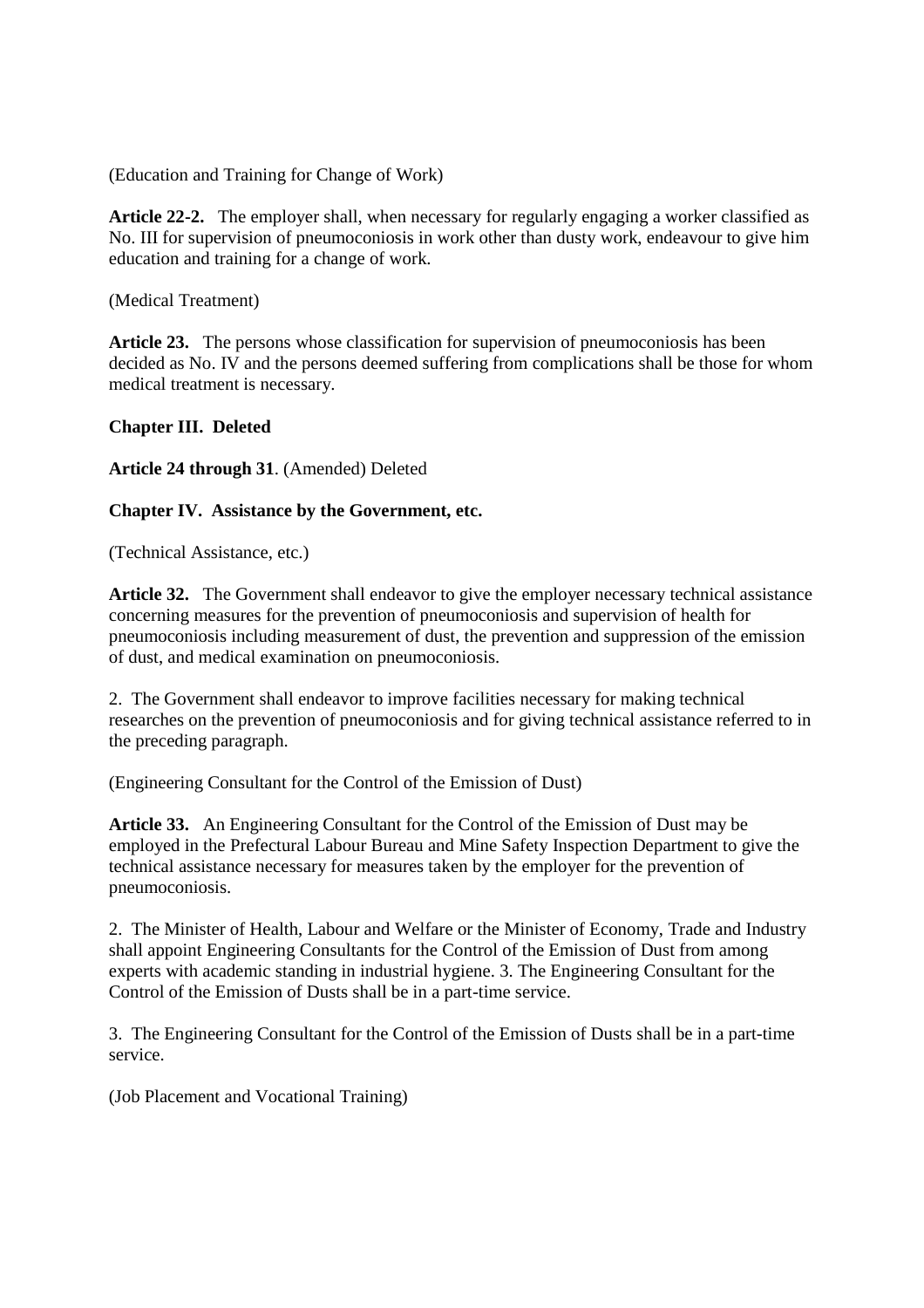(Education and Training for Change of Work)

**Article 22-2.** The employer shall, when necessary for regularly engaging a worker classified as No. III for supervision of pneumoconiosis in work other than dusty work, endeavour to give him education and training for a change of work.

(Medical Treatment)

**Article 23.** The persons whose classification for supervision of pneumoconiosis has been decided as No. IV and the persons deemed suffering from complications shall be those for whom medical treatment is necessary.

**Chapter III. Deleted**

**Article 24 through 31**. (Amended) Deleted

**Chapter IV. Assistance by the Government, etc.**

(Technical Assistance, etc.)

**Article 32.** The Government shall endeavor to give the employer necessary technical assistance concerning measures for the prevention of pneumoconiosis and supervision of health for pneumoconiosis including measurement of dust, the prevention and suppression of the emission of dust, and medical examination on pneumoconiosis.

2. The Government shall endeavor to improve facilities necessary for making technical researches on the prevention of pneumoconiosis and for giving technical assistance referred to in the preceding paragraph.

(Engineering Consultant for the Control of the Emission of Dust)

**Article 33.** An Engineering Consultant for the Control of the Emission of Dust may be employed in the Prefectural Labour Bureau and Mine Safety Inspection Department to give the technical assistance necessary for measures taken by the employer for the prevention of pneumoconiosis.

2. The Minister of Health, Labour and Welfare or the Minister of Economy, Trade and Industry shall appoint Engineering Consultants for the Control of the Emission of Dust from among experts with academic standing in industrial hygiene. 3. The Engineering Consultant for the Control of the Emission of Dusts shall be in a part-time service.

3. The Engineering Consultant for the Control of the Emission of Dusts shall be in a part-time service.

(Job Placement and Vocational Training)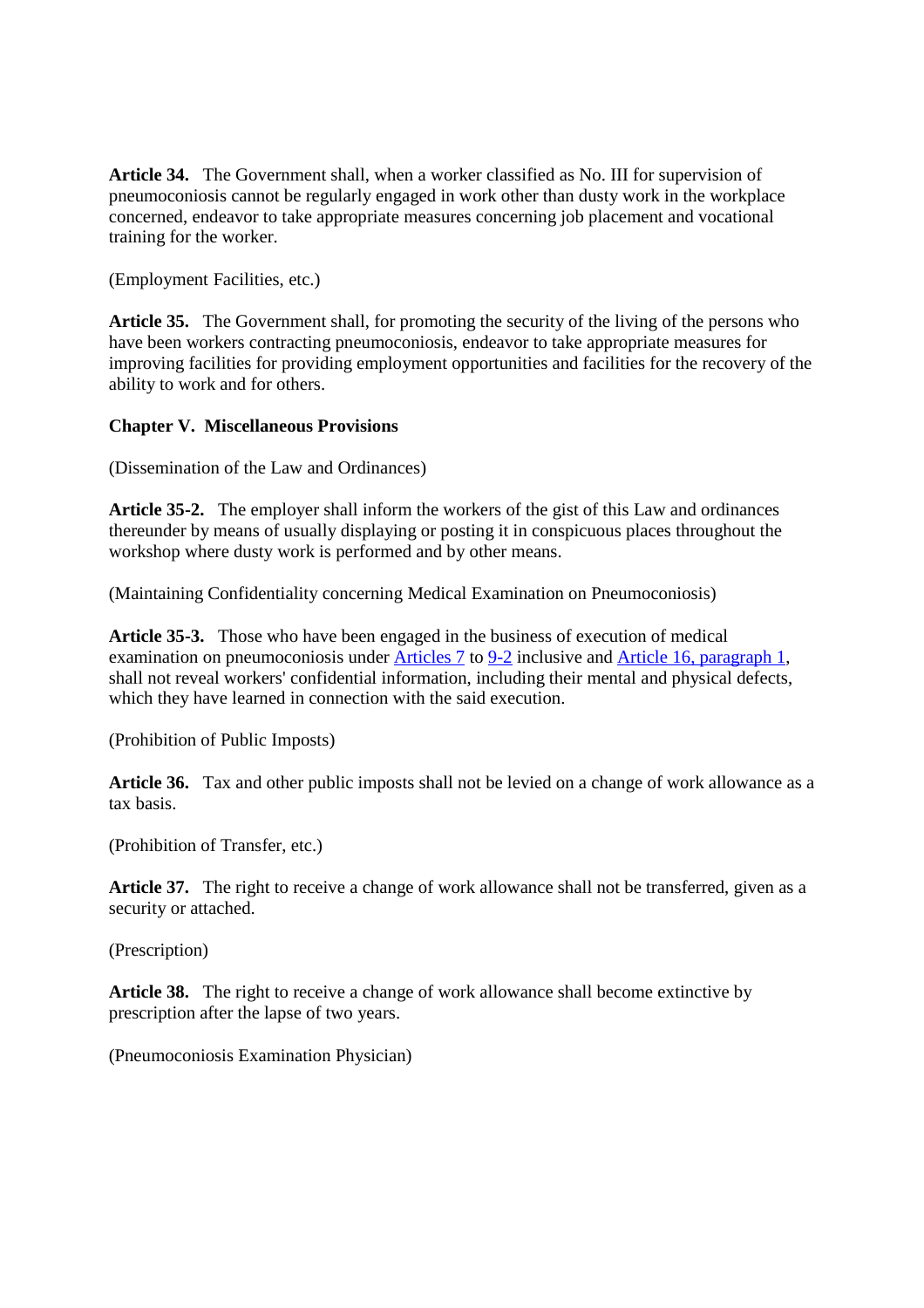**Article 34.** The Government shall, when a worker classified as No. III for supervision of pneumoconiosis cannot be regularly engaged in work other than dusty work in the workplace concerned, endeavor to take appropriate measures concerning job placement and vocational training for the worker.

(Employment Facilities, etc.)

**Article 35.** The Government shall, for promoting the security of the living of the persons who have been workers contracting pneumoconiosis, endeavor to take appropriate measures for improving facilities for providing employment opportunities and facilities for the recovery of the ability to work and for others.

**Chapter V. Miscellaneous Provisions**

(Dissemination of the Law and Ordinances)

**Article 35-2.** The employer shall inform the workers of the gist of this Law and ordinances thereunder by means of usually displaying or posting it in conspicuous places throughout the workshop where dusty work is performed and by other means.

(Maintaining Confidentiality concerning Medical Examination on Pneumoconiosis)

**Article 35-3.** Those who have been engaged in the business of execution of medical examination on pneumoconiosis under Articles 7 to 9-2 inclusive and Article 16, paragraph 1, shall not reveal workers' confidential information, including their mental and physical defects, which they have learned in connection with the said execution.

(Prohibition of Public Imposts)

**Article 36.** Tax and other public imposts shall not be levied on a change of work allowance as a tax basis.

(Prohibition of Transfer, etc.)

**Article 37.** The right to receive a change of work allowance shall not be transferred, given as a security or attached.

(Prescription)

**Article 38.** The right to receive a change of work allowance shall become extinctive by prescription after the lapse of two years.

(Pneumoconiosis Examination Physician)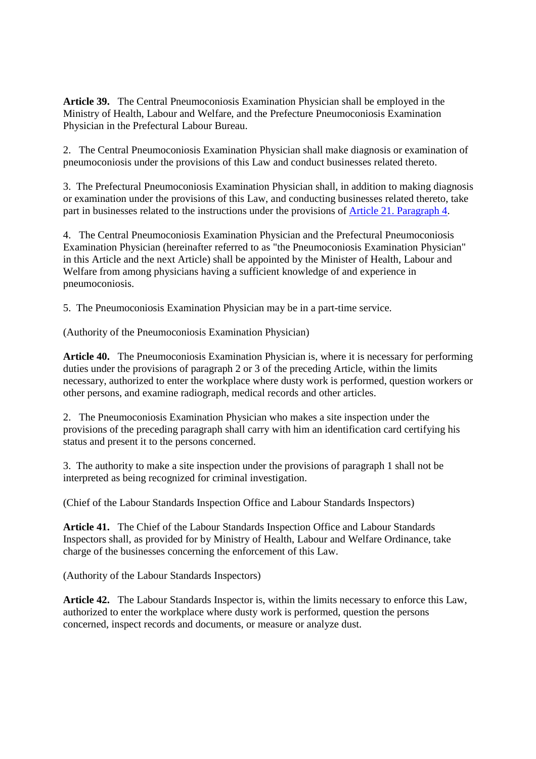**Article 39.** The Central Pneumoconiosis Examination Physician shall be employed in the Ministry of Health, Labour and Welfare, and the Prefecture Pneumoconiosis Examination Physician in the Prefectural Labour Bureau.

2. The Central Pneumoconiosis Examination Physician shall make diagnosis or examination of pneumoconiosis under the provisions of this Law and conduct businesses related thereto.

3. The Prefectural Pneumoconiosis Examination Physician shall, in addition to making diagnosis or examination under the provisions of this Law, and conducting businesses related thereto, take part in businesses related to the instructions under the provisions of Article 21. Paragraph 4.

4. The Central Pneumoconiosis Examination Physician and the Prefectural Pneumoconiosis Examination Physician (hereinafter referred to as "the Pneumoconiosis Examination Physician" in this Article and the next Article) shall be appointed by the Minister of Health, Labour and Welfare from among physicians having a sufficient knowledge of and experience in pneumoconiosis.

5. The Pneumoconiosis Examination Physician may be in a part-time service.

(Authority of the Pneumoconiosis Examination Physician)

**Article 40.** The Pneumoconiosis Examination Physician is, where it is necessary for performing duties under the provisions of paragraph 2 or 3 of the preceding Article, within the limits necessary, authorized to enter the workplace where dusty work is performed, question workers or other persons, and examine radiograph, medical records and other articles.

2. The Pneumoconiosis Examination Physician who makes a site inspection under the provisions of the preceding paragraph shall carry with him an identification card certifying his status and present it to the persons concerned.

3. The authority to make a site inspection under the provisions of paragraph 1 shall not be interpreted as being recognized for criminal investigation.

(Chief of the Labour Standards Inspection Office and Labour Standards Inspectors)

**Article 41.** The Chief of the Labour Standards Inspection Office and Labour Standards Inspectors shall, as provided for by Ministry of Health, Labour and Welfare Ordinance, take charge of the businesses concerning the enforcement of this Law.

(Authority of the Labour Standards Inspectors)

**Article 42.** The Labour Standards Inspector is, within the limits necessary to enforce this Law, authorized to enter the workplace where dusty work is performed, question the persons concerned, inspect records and documents, or measure or analyze dust.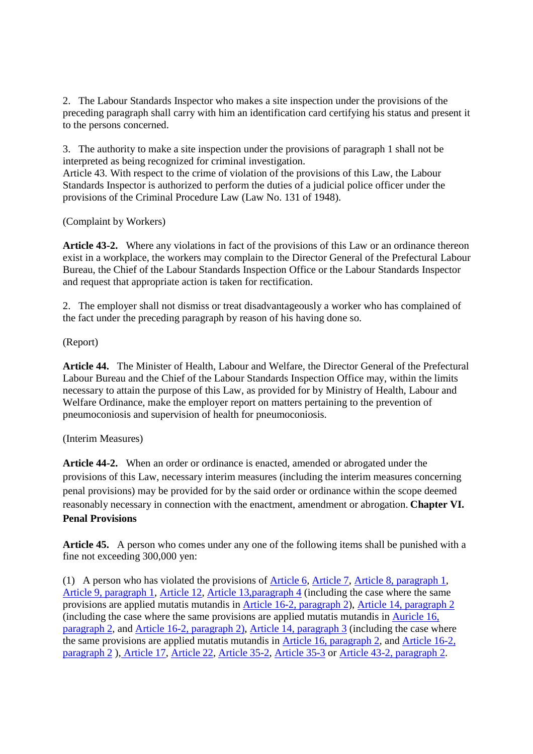2. The Labour Standards Inspector who makes a site inspection under the provisions of the preceding paragraph shall carry with him an identification card certifying his status and present it to the persons concerned.

3. The authority to make a site inspection under the provisions of paragraph 1 shall not be interpreted as being recognized for criminal investigation.
Article 43. With respect to the crime of violation of the provisions of this Law, the Labour Standards Inspector is authorized to perform the duties of a judicial police officer under the provisions of the Criminal Procedure Law (Law No. 131 of 1948).

(Complaint by Workers)

**Article 43-2.** Where any violations in fact of the provisions of this Law or an ordinance thereon exist in a workplace, the workers may complain to the Director General of the Prefectural Labour Bureau, the Chief of the Labour Standards Inspection Office or the Labour Standards Inspector and request that appropriate action is taken for rectification.

2. The employer shall not dismiss or treat disadvantageously a worker who has complained of the fact under the preceding paragraph by reason of his having done so.

(Report)

**Article 44.** The Minister of Health, Labour and Welfare, the Director General of the Prefectural Labour Bureau and the Chief of the Labour Standards Inspection Office may, within the limits necessary to attain the purpose of this Law, as provided for by Ministry of Health, Labour and Welfare Ordinance, make the employer report on matters pertaining to the prevention of pneumoconiosis and supervision of health for pneumoconiosis.

(Interim Measures)

**Article 44-2.** When an order or ordinance is enacted, amended or abrogated under the provisions of this Law, necessary interim measures (including the interim measures concerning penal provisions) may be provided for by the said order or ordinance within the scope deemed reasonably necessary in connection with the enactment, amendment or abrogation.

## Chapter VI. Penal Provisions

**Article 45.** A person who comes under any one of the following items shall be punished with a fine not exceeding 300,000 yen:

(1) A person who has violated the provisions of Article 6, Article 7, Article 8, paragraph 1, Article 9, paragraph 1, Article 12, Article 13,paragraph 4 (including the case where the same provisions are applied mutatis mutandis in Article 16-2, paragraph 2), Article 14, paragraph 2 (including the case where the same provisions are applied mutatis mutandis in Auricle 16, paragraph 2, and Article 16-2, paragraph 2), Article 14, paragraph 3 (including the case where the same provisions are applied mutatis mutandis in Article 16, paragraph 2, and Article 16-2, paragraph 2 ), Article 17, Article 22, Article 35-2, Article 35-3 or Article 43-2, paragraph 2.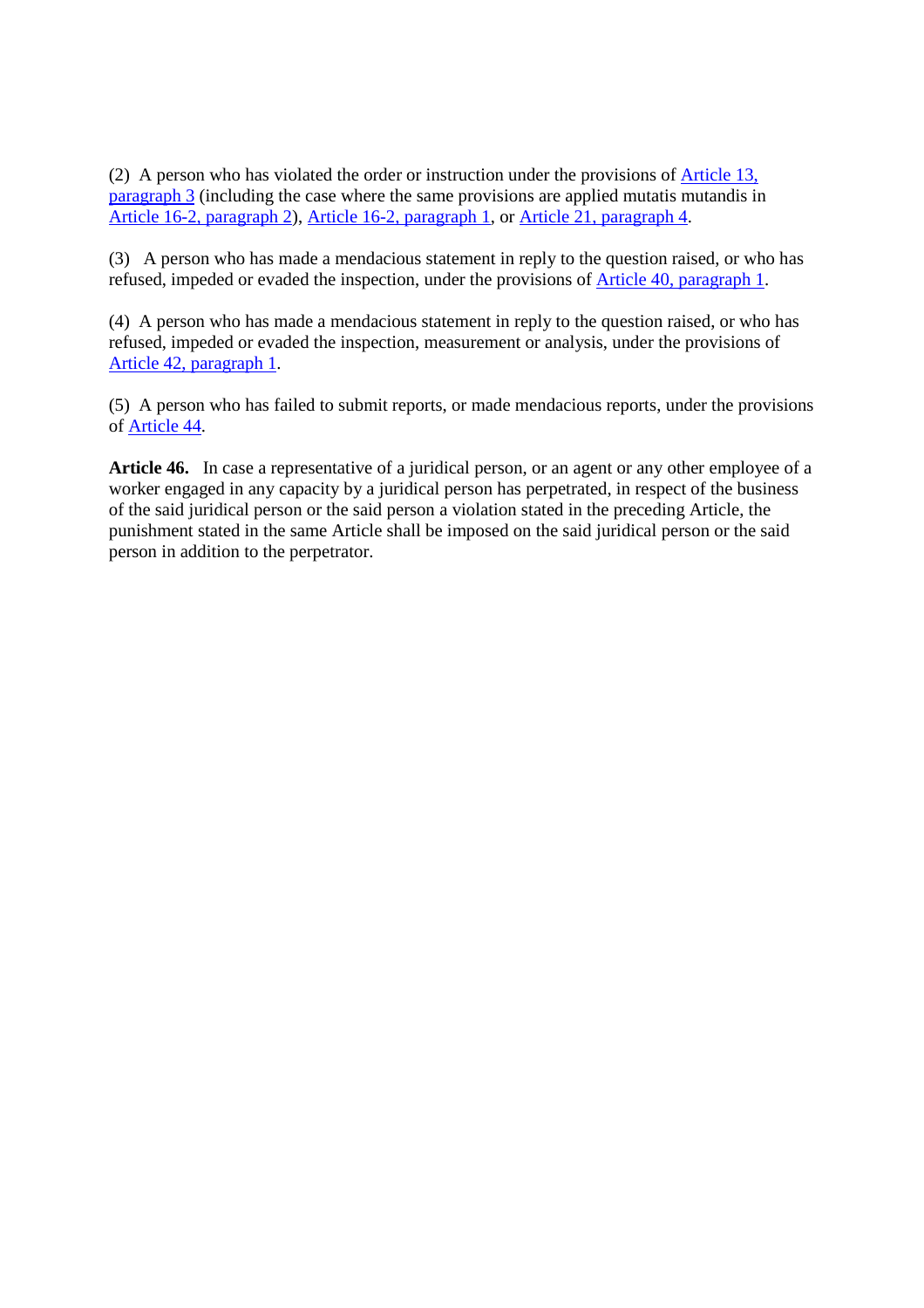(2) A person who has violated the order or instruction under the provisions of Article 13, paragraph 3 (including the case where the same provisions are applied mutatis mutandis in Article 16-2, paragraph 2), Article 16-2, paragraph 1, or Article 21, paragraph 4.

(3) A person who has made a mendacious statement in reply to the question raised, or who has refused, impeded or evaded the inspection, under the provisions of Article 40, paragraph 1.

(4) A person who has made a mendacious statement in reply to the question raised, or who has refused, impeded or evaded the inspection, measurement or analysis, under the provisions of Article 42, paragraph 1.

(5) A person who has failed to submit reports, or made mendacious reports, under the provisions of Article 44.

**Article 46.** In case a representative of a juridical person, or an agent or any other employee of a worker engaged in any capacity by a juridical person has perpetrated, in respect of the business of the said juridical person or the said person a violation stated in the preceding Article, the punishment stated in the same Article shall be imposed on the said juridical person or the said person in addition to the perpetrator.